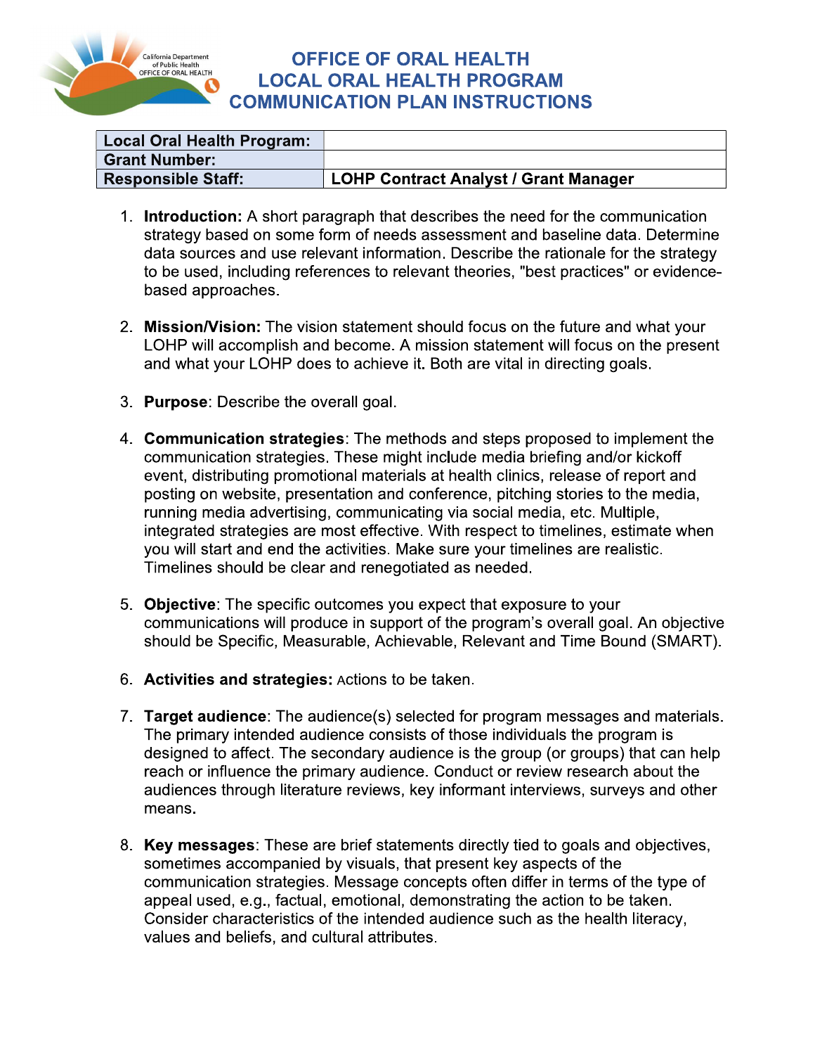# OFFICE OF ORAL HEALTH
# LOCAL ORAL HEALTH PROGRAM
# COMMUNICATION PLAN INSTRUCTIONS

| **Local Oral Health Program:** | |
|---|---|
| **Grant Number:** | |
| **Responsible Staff:** | **LOHP Contract Analyst / Grant Manager** |

1. **Introduction:** A short paragraph that describes the need for the communication strategy based on some form of needs assessment and baseline data. Determine data sources and use relevant information. Describe the rationale for the strategy to be used, including references to relevant theories, "best practices" or evidence-based approaches.

2. **Mission/Vision:** The vision statement should focus on the future and what your LOHP will accomplish and become. A mission statement will focus on the present and what your LOHP does to achieve it. Both are vital in directing goals.

3. **Purpose**: Describe the overall goal.

4. **Communication strategies**: The methods and steps proposed to implement the communication strategies. These might include media briefing and/or kickoff event, distributing promotional materials at health clinics, release of report and posting on website, presentation and conference, pitching stories to the media, running media advertising, communicating via social media, etc. Multiple, integrated strategies are most effective. With respect to timelines, estimate when you will start and end the activities. Make sure your timelines are realistic. Timelines should be clear and renegotiated as needed.

5. **Objective**: The specific outcomes you expect that exposure to your communications will produce in support of the program's overall goal. An objective should be Specific, Measurable, Achievable, Relevant and Time Bound (SMART).

6. **Activities and strategies:** Actions to be taken.

7. **Target audience**: The audience(s) selected for program messages and materials. The primary intended audience consists of those individuals the program is designed to affect. The secondary audience is the group (or groups) that can help reach or influence the primary audience. Conduct or review research about the audiences through literature reviews, key informant interviews, surveys and other means.

8. **Key messages**: These are brief statements directly tied to goals and objectives, sometimes accompanied by visuals, that present key aspects of the communication strategies. Message concepts often differ in terms of the type of appeal used, e.g., factual, emotional, demonstrating the action to be taken. Consider characteristics of the intended audience such as the health literacy, values and beliefs, and cultural attributes.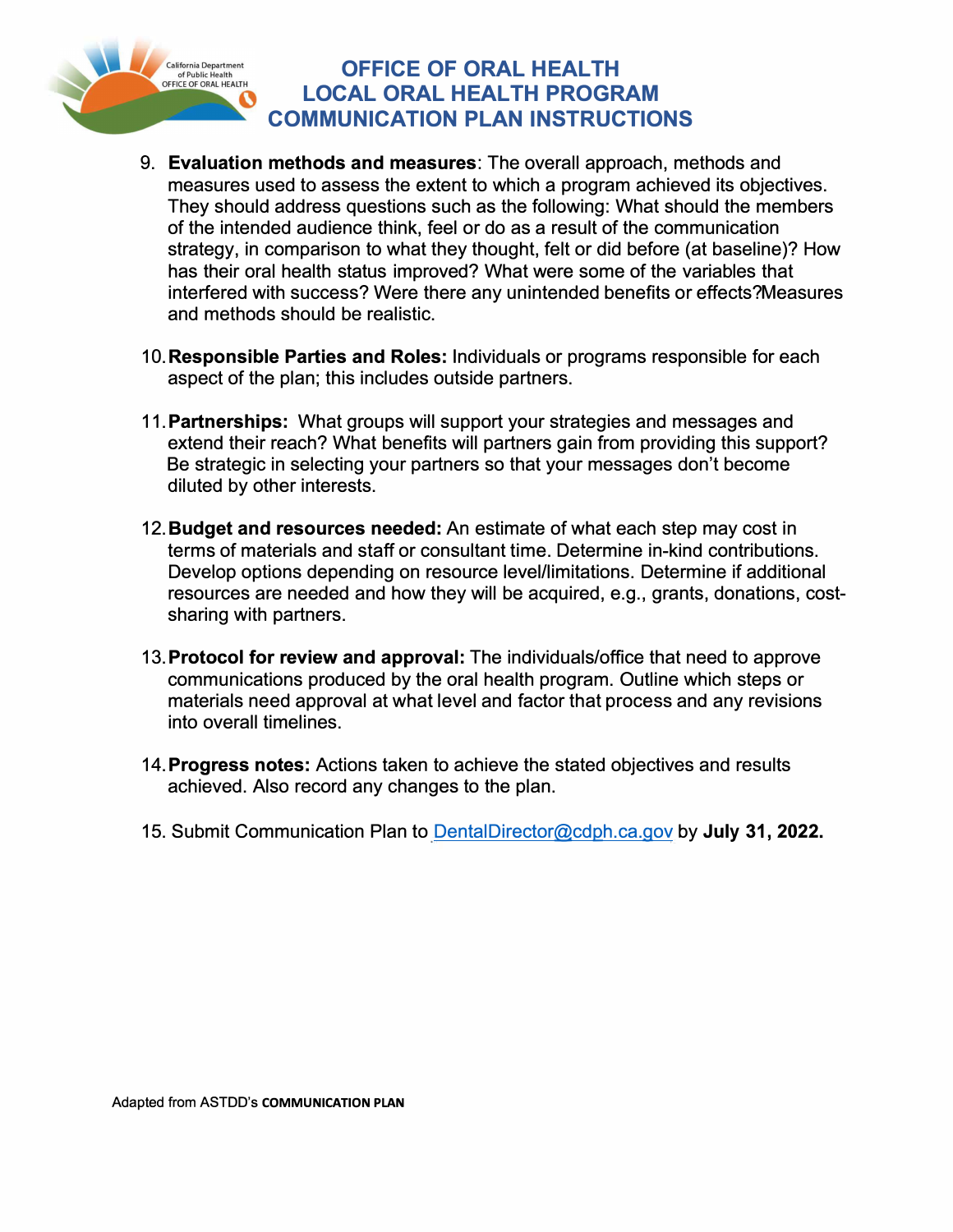# OFFICE OF ORAL HEALTH
# LOCAL ORAL HEALTH PROGRAM
# COMMUNICATION PLAN INSTRUCTIONS

9. **Evaluation methods and measures**: The overall approach, methods and measures used to assess the extent to which a program achieved its objectives. They should address questions such as the following: What should the members of the intended audience think, feel or do as a result of the communication strategy, in comparison to what they thought, felt or did before (at baseline)? How has their oral health status improved? What were some of the variables that interfered with success? Were there any unintended benefits or effects?Measures and methods should be realistic.

10. **Responsible Parties and Roles:** Individuals or programs responsible for each aspect of the plan; this includes outside partners.

11. **Partnerships:** What groups will support your strategies and messages and extend their reach? What benefits will partners gain from providing this support? Be strategic in selecting your partners so that your messages don't become diluted by other interests.

12. **Budget and resources needed:** An estimate of what each step may cost in terms of materials and staff or consultant time. Determine in-kind contributions. Develop options depending on resource level/limitations. Determine if additional resources are needed and how they will be acquired, e.g., grants, donations, cost-sharing with partners.

13. **Protocol for review and approval:** The individuals/office that need to approve communications produced by the oral health program. Outline which steps or materials need approval at what level and factor that process and any revisions into overall timelines.

14. **Progress notes:** Actions taken to achieve the stated objectives and results achieved. Also record any changes to the plan.

15. Submit Communication Plan to DentalDirector@cdph.ca.gov by **July 31, 2022.**

Adapted from ASTDD's **COMMUNICATION PLAN**